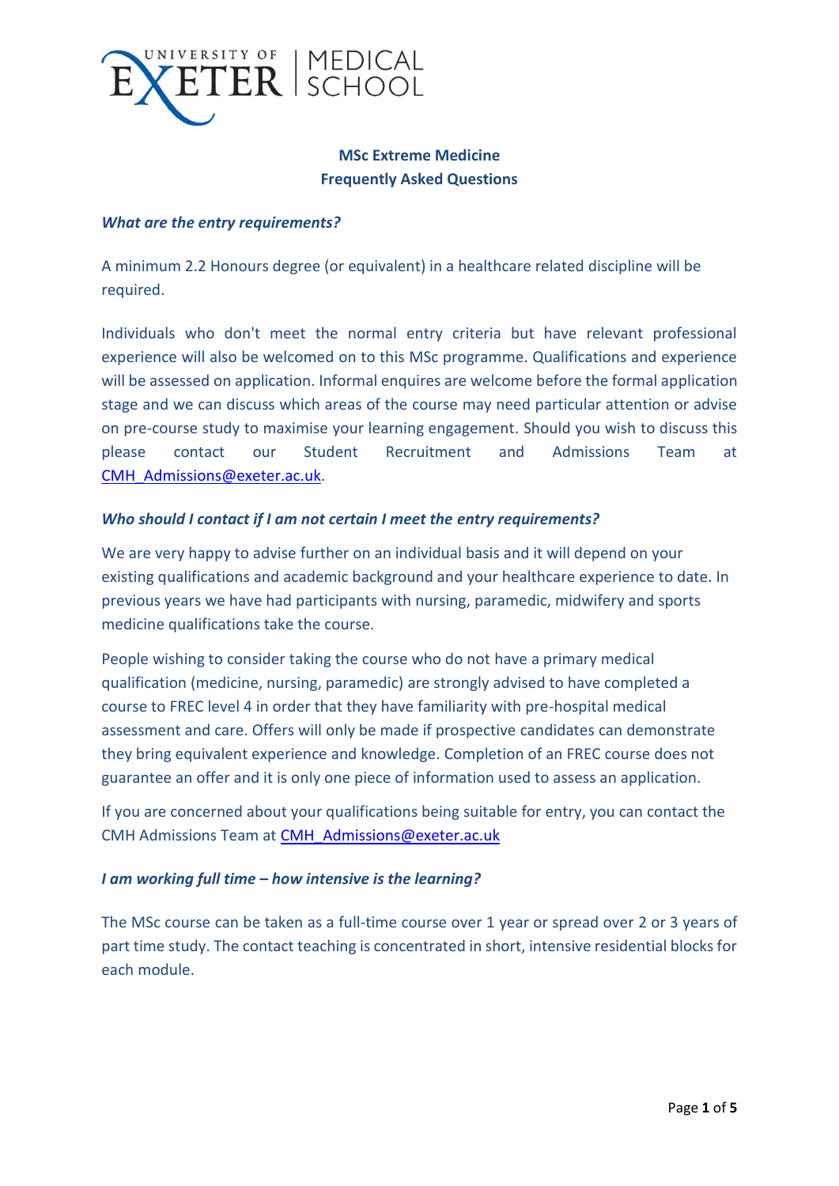**MSc Extreme Medicine**
**Frequently Asked Questions**

***What are the entry requirements?***

A minimum 2.2 Honours degree (or equivalent) in a healthcare related discipline will be required.

Individuals who don't meet the normal entry criteria but have relevant professional experience will also be welcomed on to this MSc programme. Qualifications and experience will be assessed on application. Informal enquires are welcome before the formal application stage and we can discuss which areas of the course may need particular attention or advise on pre-course study to maximise your learning engagement. Should you wish to discuss this please contact our Student Recruitment and Admissions Team at CMH_Admissions@exeter.ac.uk.

***Who should I contact if I am not certain I meet the entry requirements?***

We are very happy to advise further on an individual basis and it will depend on your existing qualifications and academic background and your healthcare experience to date. In previous years we have had participants with nursing, paramedic, midwifery and sports medicine qualifications take the course.

People wishing to consider taking the course who do not have a primary medical qualification (medicine, nursing, paramedic) are strongly advised to have completed a course to FREC level 4 in order that they have familiarity with pre-hospital medical assessment and care. Offers will only be made if prospective candidates can demonstrate they bring equivalent experience and knowledge. Completion of an FREC course does not guarantee an offer and it is only one piece of information used to assess an application.

If you are concerned about your qualifications being suitable for entry, you can contact the CMH Admissions Team at CMH_Admissions@exeter.ac.uk

***I am working full time – how intensive is the learning?***

The MSc course can be taken as a full-time course over 1 year or spread over 2 or 3 years of part time study. The contact teaching is concentrated in short, intensive residential blocks for each module.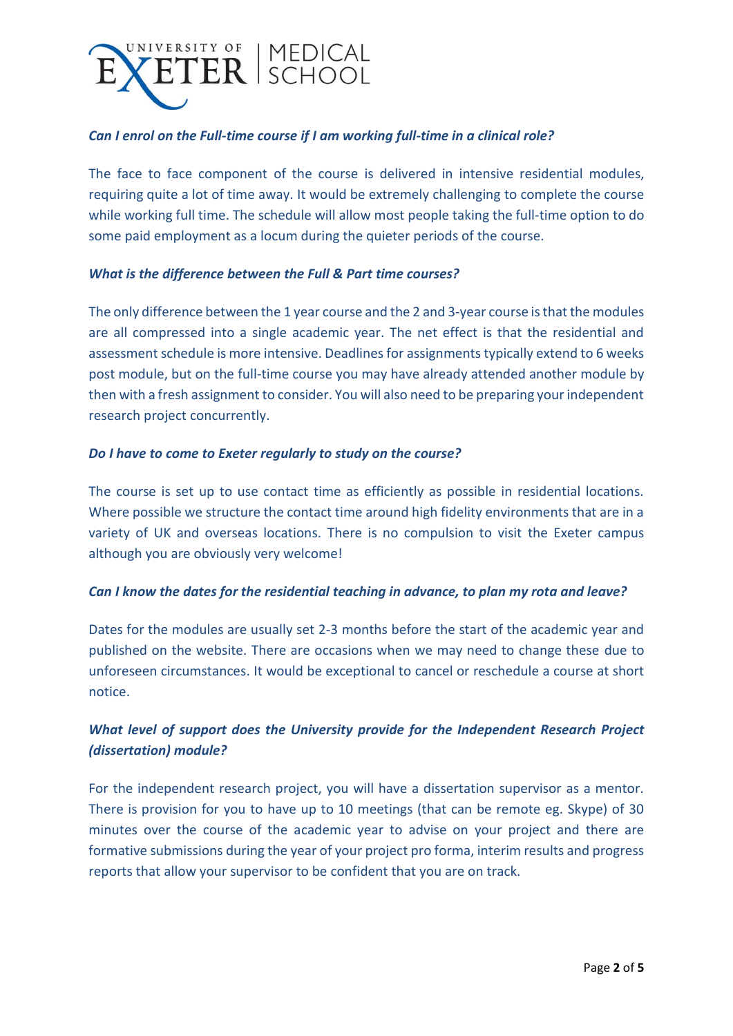***Can I enrol on the Full-time course if I am working full-time in a clinical role?***

The face to face component of the course is delivered in intensive residential modules, requiring quite a lot of time away. It would be extremely challenging to complete the course while working full time. The schedule will allow most people taking the full-time option to do some paid employment as a locum during the quieter periods of the course.

***What is the difference between the Full & Part time courses?***

The only difference between the 1 year course and the 2 and 3-year course is that the modules are all compressed into a single academic year. The net effect is that the residential and assessment schedule is more intensive. Deadlines for assignments typically extend to 6 weeks post module, but on the full-time course you may have already attended another module by then with a fresh assignment to consider. You will also need to be preparing your independent research project concurrently.

***Do I have to come to Exeter regularly to study on the course?***

The course is set up to use contact time as efficiently as possible in residential locations. Where possible we structure the contact time around high fidelity environments that are in a variety of UK and overseas locations. There is no compulsion to visit the Exeter campus although you are obviously very welcome!

***Can I know the dates for the residential teaching in advance, to plan my rota and leave?***

Dates for the modules are usually set 2-3 months before the start of the academic year and published on the website. There are occasions when we may need to change these due to unforeseen circumstances. It would be exceptional to cancel or reschedule a course at short notice.

***What level of support does the University provide for the Independent Research Project (dissertation) module?***

For the independent research project, you will have a dissertation supervisor as a mentor. There is provision for you to have up to 10 meetings (that can be remote eg. Skype) of 30 minutes over the course of the academic year to advise on your project and there are formative submissions during the year of your project pro forma, interim results and progress reports that allow your supervisor to be confident that you are on track.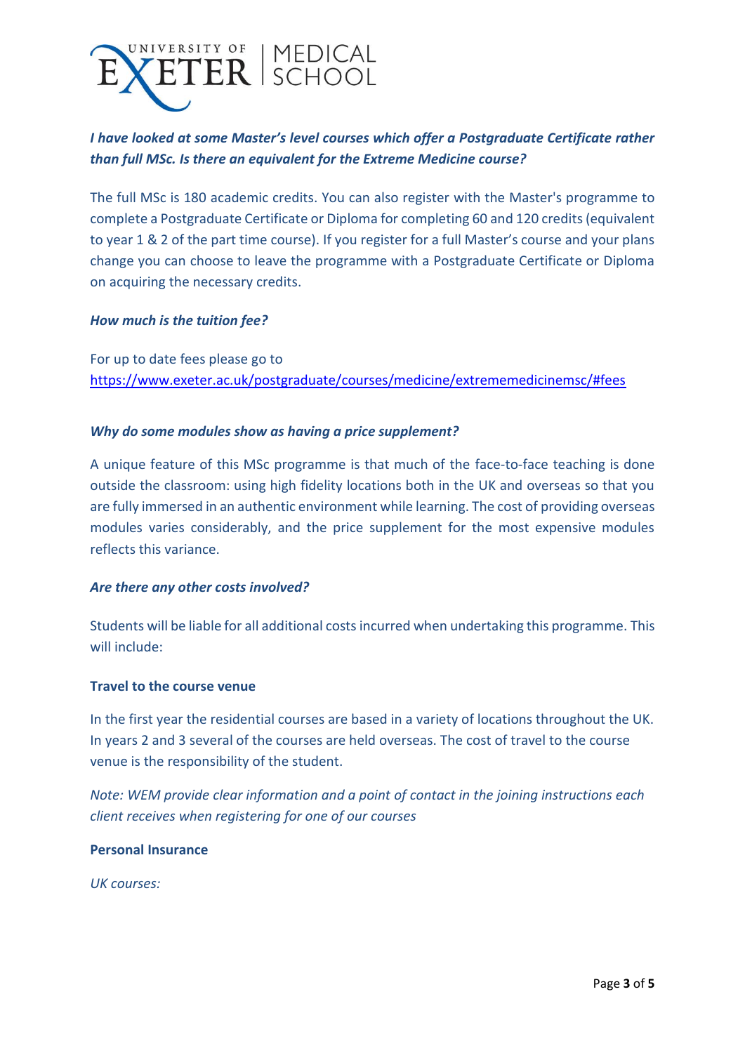*I have looked at some Master's level courses which offer a Postgraduate Certificate rather than full MSc. Is there an equivalent for the Extreme Medicine course?*

The full MSc is 180 academic credits. You can also register with the Master's programme to complete a Postgraduate Certificate or Diploma for completing 60 and 120 credits (equivalent to year 1 & 2 of the part time course). If you register for a full Master's course and your plans change you can choose to leave the programme with a Postgraduate Certificate or Diploma on acquiring the necessary credits.

*How much is the tuition fee?*

For up to date fees please go to
https://www.exeter.ac.uk/postgraduate/courses/medicine/extrememedicinemsc/#fees

*Why do some modules show as having a price supplement?*

A unique feature of this MSc programme is that much of the face-to-face teaching is done outside the classroom: using high fidelity locations both in the UK and overseas so that you are fully immersed in an authentic environment while learning. The cost of providing overseas modules varies considerably, and the price supplement for the most expensive modules reflects this variance.

*Are there any other costs involved?*

Students will be liable for all additional costs incurred when undertaking this programme. This will include:

**Travel to the course venue**

In the first year the residential courses are based in a variety of locations throughout the UK. In years 2 and 3 several of the courses are held overseas. The cost of travel to the course venue is the responsibility of the student.

*Note: WEM provide clear information and a point of contact in the joining instructions each client receives when registering for one of our courses*

**Personal Insurance**

*UK courses:*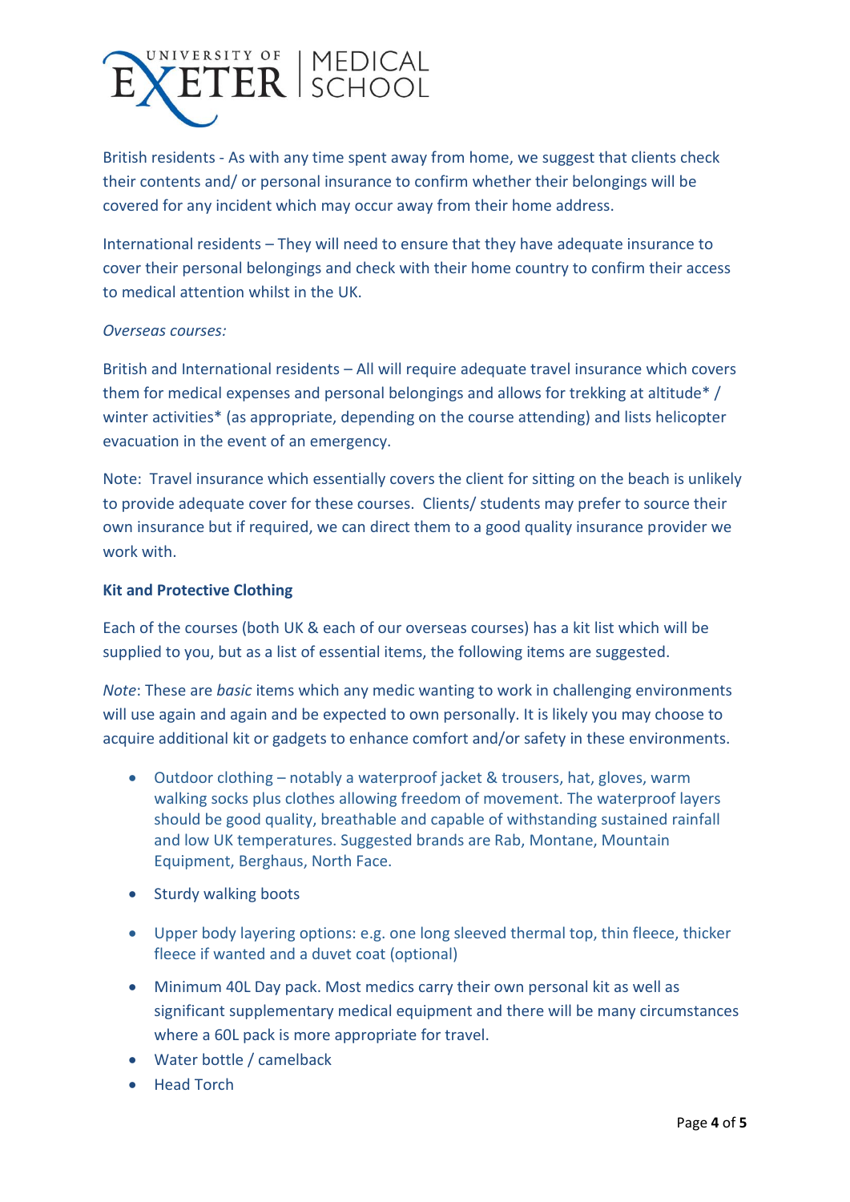British residents - As with any time spent away from home, we suggest that clients check their contents and/ or personal insurance to confirm whether their belongings will be covered for any incident which may occur away from their home address.

International residents – They will need to ensure that they have adequate insurance to cover their personal belongings and check with their home country to confirm their access to medical attention whilst in the UK.

*Overseas courses:*

British and International residents – All will require adequate travel insurance which covers them for medical expenses and personal belongings and allows for trekking at altitude* / winter activities* (as appropriate, depending on the course attending) and lists helicopter evacuation in the event of an emergency.

Note: Travel insurance which essentially covers the client for sitting on the beach is unlikely to provide adequate cover for these courses. Clients/ students may prefer to source their own insurance but if required, we can direct them to a good quality insurance provider we work with.

**Kit and Protective Clothing**

Each of the courses (both UK & each of our overseas courses) has a kit list which will be supplied to you, but as a list of essential items, the following items are suggested.

*Note*: These are *basic* items which any medic wanting to work in challenging environments will use again and again and be expected to own personally. It is likely you may choose to acquire additional kit or gadgets to enhance comfort and/or safety in these environments.

- Outdoor clothing – notably a waterproof jacket & trousers, hat, gloves, warm walking socks plus clothes allowing freedom of movement. The waterproof layers should be good quality, breathable and capable of withstanding sustained rainfall and low UK temperatures. Suggested brands are Rab, Montane, Mountain Equipment, Berghaus, North Face.
- Sturdy walking boots
- Upper body layering options: e.g. one long sleeved thermal top, thin fleece, thicker fleece if wanted and a duvet coat (optional)
- Minimum 40L Day pack. Most medics carry their own personal kit as well as significant supplementary medical equipment and there will be many circumstances where a 60L pack is more appropriate for travel.
- Water bottle / camelback
- Head Torch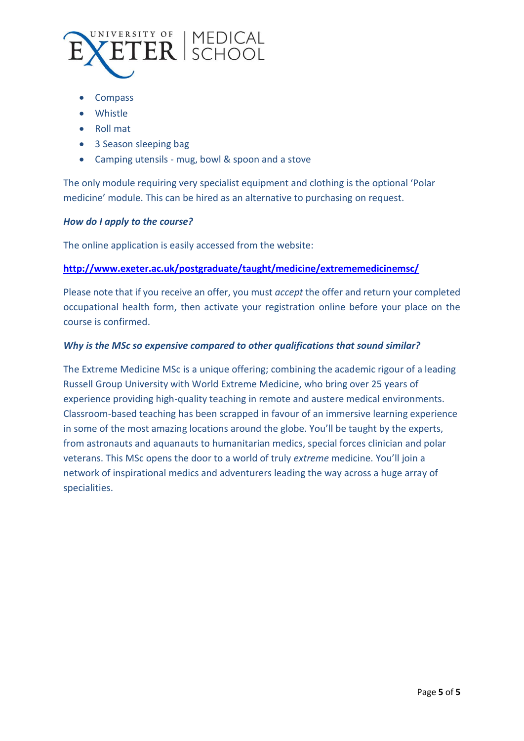- Compass
- Whistle
- Roll mat
- 3 Season sleeping bag
- Camping utensils - mug, bowl & spoon and a stove

The only module requiring very specialist equipment and clothing is the optional 'Polar medicine' module. This can be hired as an alternative to purchasing on request.

***How do I apply to the course?***

The online application is easily accessed from the website:

**http://www.exeter.ac.uk/postgraduate/taught/medicine/extrememedicinemsc/**

Please note that if you receive an offer, you must *accept* the offer and return your completed occupational health form, then activate your registration online before your place on the course is confirmed.

***Why is the MSc so expensive compared to other qualifications that sound similar?***

The Extreme Medicine MSc is a unique offering; combining the academic rigour of a leading Russell Group University with World Extreme Medicine, who bring over 25 years of experience providing high-quality teaching in remote and austere medical environments. Classroom-based teaching has been scrapped in favour of an immersive learning experience in some of the most amazing locations around the globe. You'll be taught by the experts, from astronauts and aquanauts to humanitarian medics, special forces clinician and polar veterans. This MSc opens the door to a world of truly *extreme* medicine. You'll join a network of inspirational medics and adventurers leading the way across a huge array of specialities.